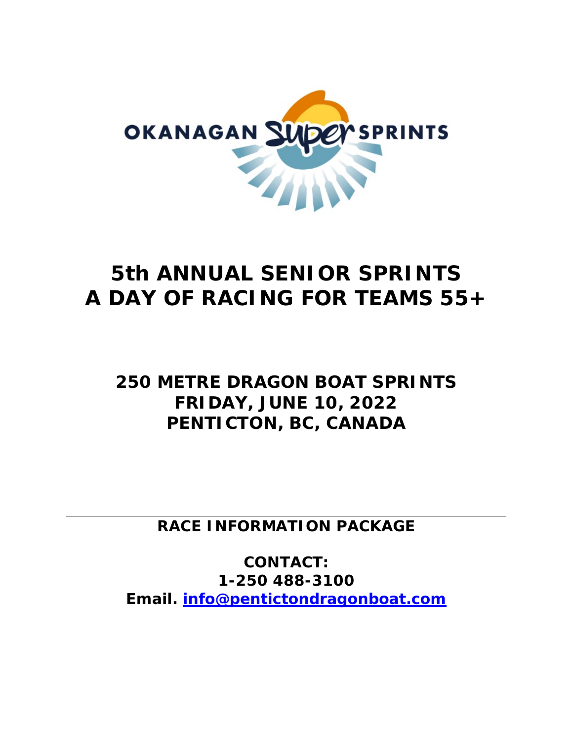OKANAGAN Super SPRINTS

# 5th ANNUAL SENIOR SPRINTS
# A DAY OF RACING FOR TEAMS 55+

## 250 METRE DRAGON BOAT SPRINTS
## FRIDAY, JUNE 10, 2022
## PENTICTON, BC, CANADA

---

**RACE INFORMATION PACKAGE**

**CONTACT:**
**1-250 488-3100**
**Email. [info@pentictondragonboat.com](mailto:info@pentictondragonboat.com)**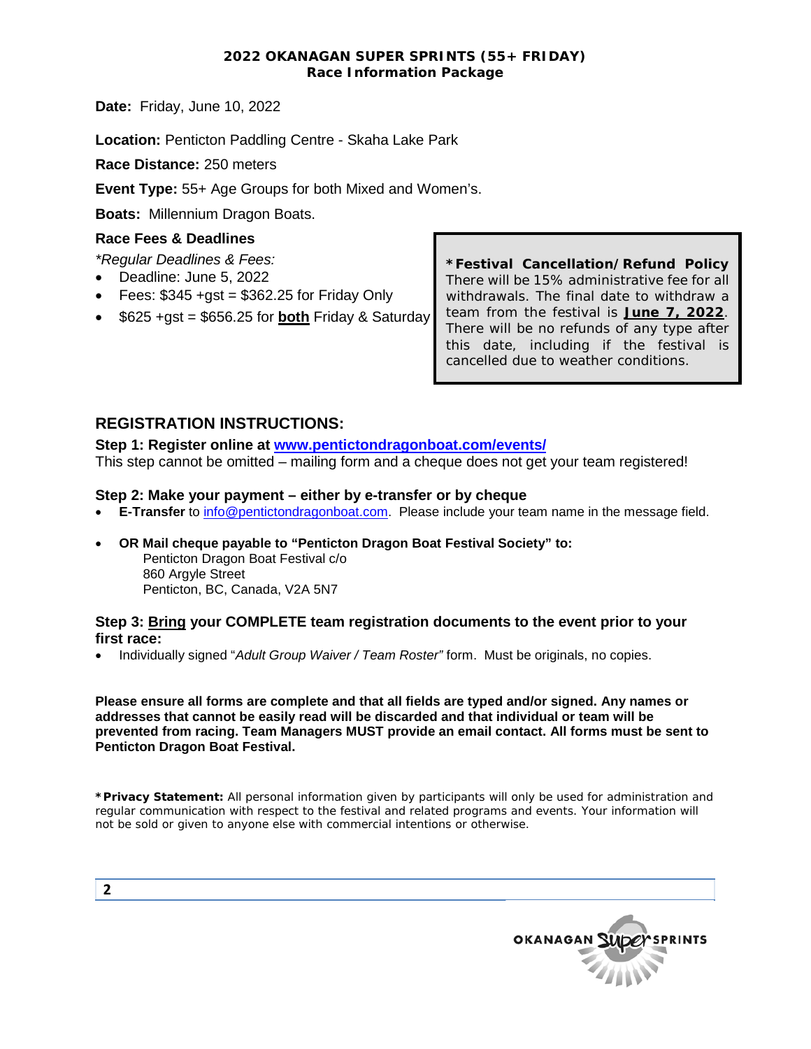**2022 OKANAGAN SUPER SPRINTS (55+ FRIDAY)**
**Race Information Package**

**Date:** Friday, June 10, 2022

**Location:** Penticton Paddling Centre - Skaha Lake Park

**Race Distance:** 250 meters

**Event Type:** 55+ Age Groups for both Mixed and Women's.

**Boats:** Millennium Dragon Boats.

### Race Fees & Deadlines

*\*Regular Deadlines & Fees:*

- Deadline: June 5, 2022
- Fees: $345 +gst = $362.25 for Friday Only
- $625 +gst = $656.25 for **both** Friday & Saturday

**\*Festival Cancellation/Refund Policy**
There will be 15% administrative fee for all withdrawals. The final date to withdraw a team from the festival is **June 7, 2022**. There will be no refunds of any type after this date, including if the festival is cancelled due to weather conditions.

## REGISTRATION INSTRUCTIONS:

**Step 1: Register online at [www.pentictondragonboat.com/events/](www.pentictondragonboat.com/events/)**
This step cannot be omitted – mailing form and a cheque does not get your team registered!

**Step 2: Make your payment – either by e-transfer or by cheque**

- **E-Transfer** to info@pentictondragonboat.com. Please include your team name in the message field.
- **OR Mail cheque payable to "Penticton Dragon Boat Festival Society" to:**
  Penticton Dragon Boat Festival c/o
  860 Argyle Street
  Penticton, BC, Canada, V2A 5N7

**Step 3: Bring your COMPLETE team registration documents to the event prior to your first race:**

- Individually signed "*Adult Group Waiver / Team Roster"* form. Must be originals, no copies.

**Please ensure all forms are complete and that all fields are typed and/or signed. Any names or addresses that cannot be easily read will be discarded and that individual or team will be prevented from racing. Team Managers MUST provide an email contact. All forms must be sent to Penticton Dragon Boat Festival.**

**\*Privacy Statement:** All personal information given by participants will only be used for administration and regular communication with respect to the festival and related programs and events. Your information will not be sold or given to anyone else with commercial intentions or otherwise.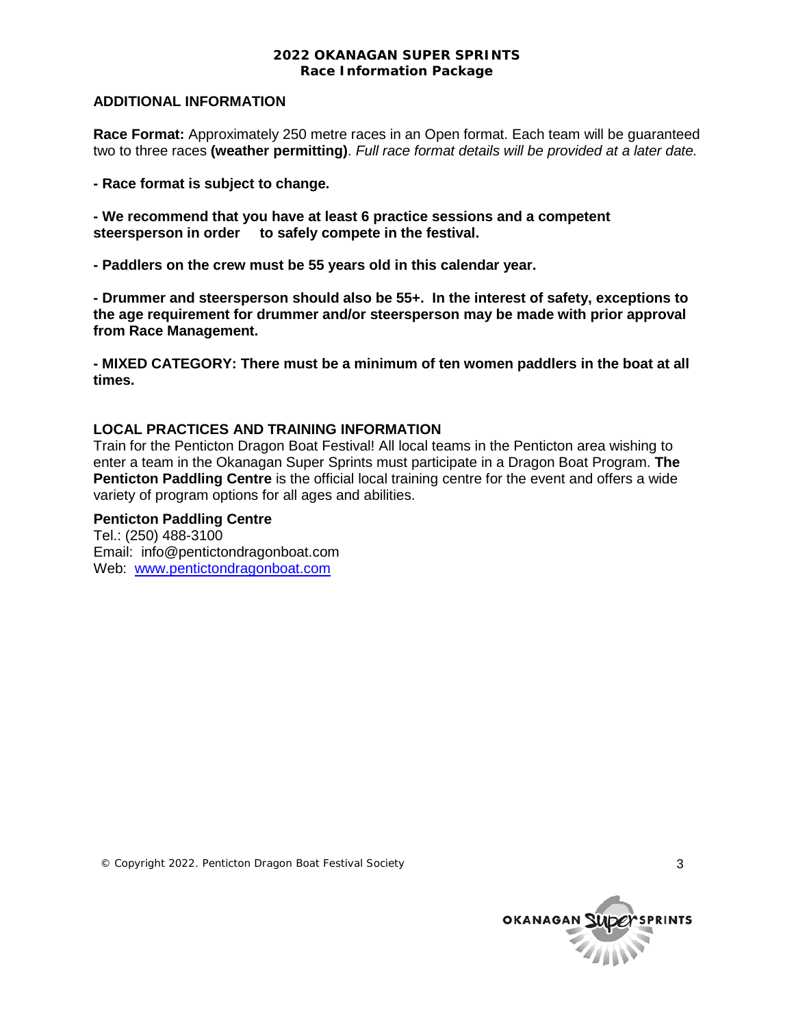## ADDITIONAL INFORMATION

**Race Format:** Approximately 250 metre races in an Open format. Each team will be guaranteed two to three races **(weather permitting)**. *Full race format details will be provided at a later date.*

**- Race format is subject to change.**

**- We recommend that you have at least 6 practice sessions and a competent steersperson in order to safely compete in the festival.**

**- Paddlers on the crew must be 55 years old in this calendar year.**

**- Drummer and steersperson should also be 55+. In the interest of safety, exceptions to the age requirement for drummer and/or steersperson may be made with prior approval from Race Management.**

**- MIXED CATEGORY: There must be a minimum of ten women paddlers in the boat at all times.**

## LOCAL PRACTICES AND TRAINING INFORMATION

Train for the Penticton Dragon Boat Festival! All local teams in the Penticton area wishing to enter a team in the Okanagan Super Sprints must participate in a Dragon Boat Program. **The Penticton Paddling Centre** is the official local training centre for the event and offers a wide variety of program options for all ages and abilities.

**Penticton Paddling Centre**
Tel.: (250) 488-3100
Email: info@pentictondragonboat.com
Web: www.pentictondragonboat.com

© Copyright 2022. Penticton Dragon Boat Festival Society